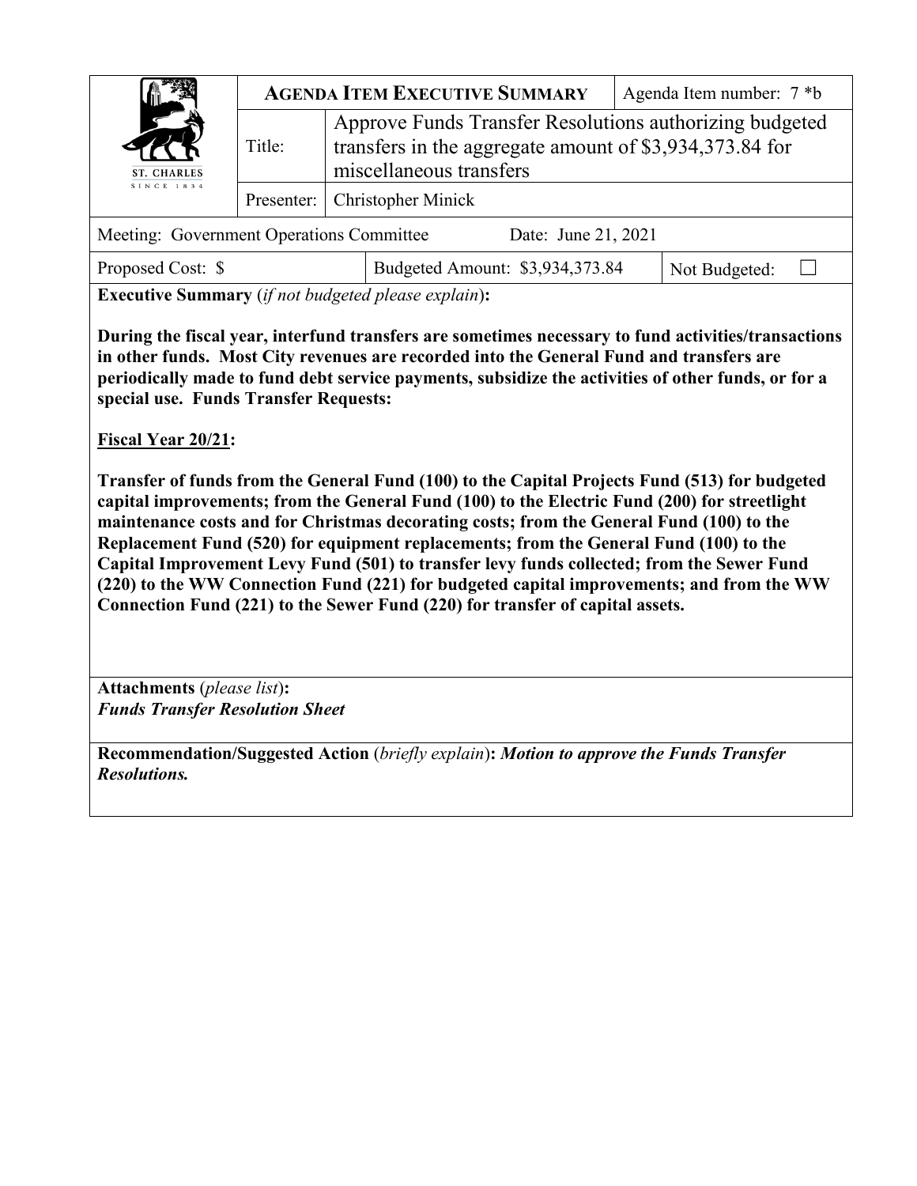| ST. CHARLES SINCE 1834 | **AGENDA ITEM EXECUTIVE SUMMARY** | | Agenda Item number: 7 *b |
|---|---|---|---|
| | Title: | Approve Funds Transfer Resolutions authorizing budgeted transfers in the aggregate amount of $3,934,373.84 for miscellaneous transfers | |
| | Presenter: | Christopher Minick | |

| Meeting: Government Operations Committee | Date: June 21, 2021 | |
|---|---|---|
| Proposed Cost: $ | Budgeted Amount: $3,934,373.84 | Not Budgeted: ☐ |

**Executive Summary** (*if not budgeted please explain*)**:**

**During the fiscal year, interfund transfers are sometimes necessary to fund activities/transactions in other funds. Most City revenues are recorded into the General Fund and transfers are periodically made to fund debt service payments, subsidize the activities of other funds, or for a special use. Funds Transfer Requests:**

**Fiscal Year 20/21:**

**Transfer of funds from the General Fund (100) to the Capital Projects Fund (513) for budgeted capital improvements; from the General Fund (100) to the Electric Fund (200) for streetlight maintenance costs and for Christmas decorating costs; from the General Fund (100) to the Replacement Fund (520) for equipment replacements; from the General Fund (100) to the Capital Improvement Levy Fund (501) to transfer levy funds collected; from the Sewer Fund (220) to the WW Connection Fund (221) for budgeted capital improvements; and from the WW Connection Fund (221) to the Sewer Fund (220) for transfer of capital assets.**

**Attachments** (*please list*)**:**
***Funds Transfer Resolution Sheet***

**Recommendation/Suggested Action** (*briefly explain*)**:** ***Motion to approve the Funds Transfer Resolutions.***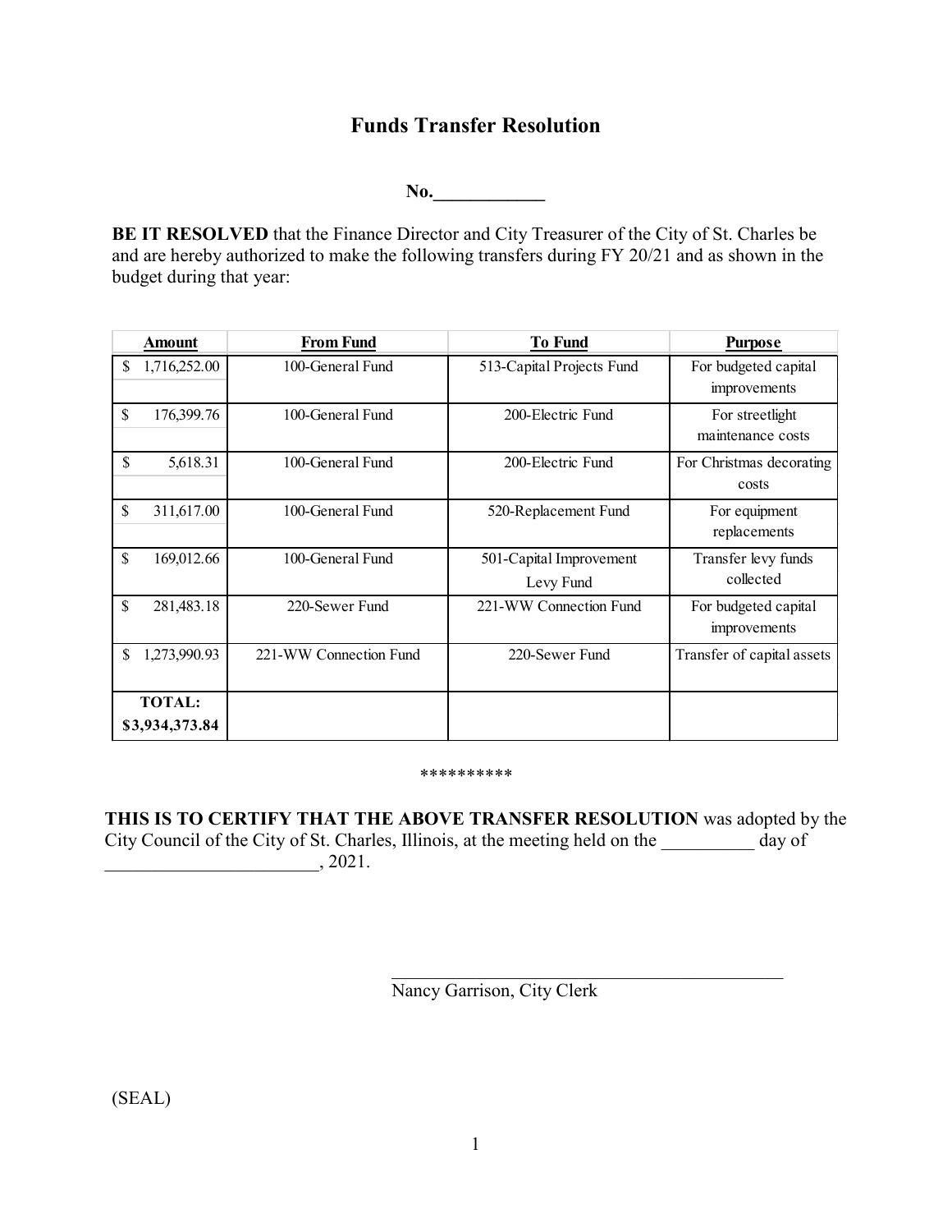# Funds Transfer Resolution

**No.____________**

**BE IT RESOLVED** that the Finance Director and City Treasurer of the City of St. Charles be and are hereby authorized to make the following transfers during FY 20/21 and as shown in the budget during that year:

| Amount | From Fund | To Fund | Purpose |
|---|---|---|---|
| $ 1,716,252.00 | 100-General Fund | 513-Capital Projects Fund | For budgeted capital improvements |
| $ 176,399.76 | 100-General Fund | 200-Electric Fund | For streetlight maintenance costs |
| $ 5,618.31 | 100-General Fund | 200-Electric Fund | For Christmas decorating costs |
| $ 311,617.00 | 100-General Fund | 520-Replacement Fund | For equipment replacements |
| $ 169,012.66 | 100-General Fund | 501-Capital Improvement Levy Fund | Transfer levy funds collected |
| $ 281,483.18 | 220-Sewer Fund | 221-WW Connection Fund | For budgeted capital improvements |
| $ 1,273,990.93 | 221-WW Connection Fund | 220-Sewer Fund | Transfer of capital assets |
| **TOTAL: $3,934,373.84** | | | |

**********

**THIS IS TO CERTIFY THAT THE ABOVE TRANSFER RESOLUTION** was adopted by the City Council of the City of St. Charles, Illinois, at the meeting held on the __________ day of _______________________, 2021.

_____________________________________________

Nancy Garrison, City Clerk

(SEAL)